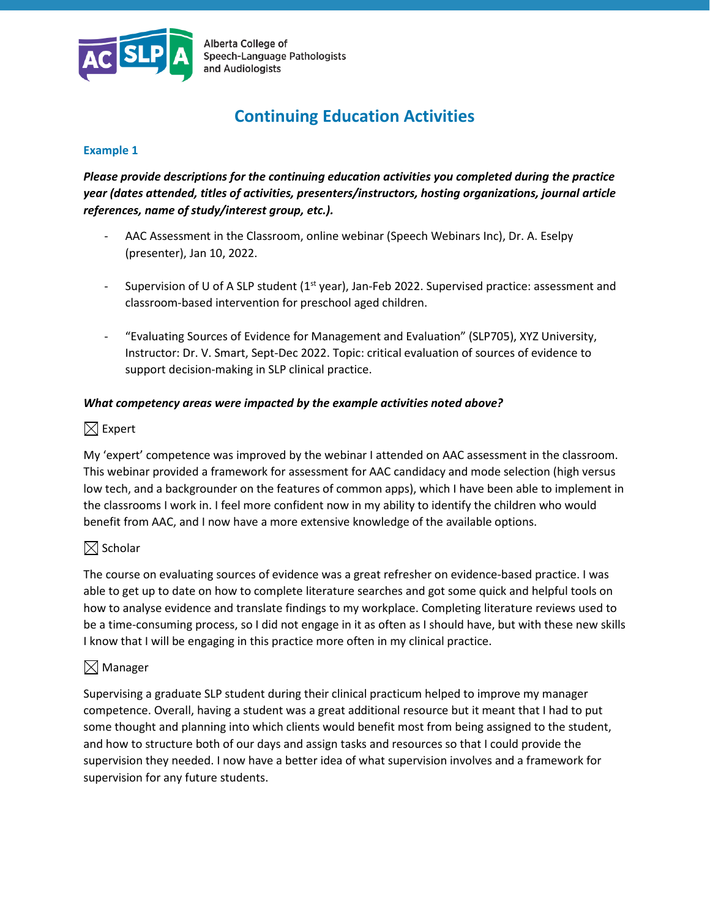Alberta College of Speech-Language Pathologists and Audiologists

# Continuing Education Activities

## Example 1

***Please provide descriptions for the continuing education activities you completed during the practice year (dates attended, titles of activities, presenters/instructors, hosting organizations, journal article references, name of study/interest group, etc.).***

- AAC Assessment in the Classroom, online webinar (Speech Webinars Inc), Dr. A. Eselpy (presenter), Jan 10, 2022.
- Supervision of U of A SLP student (1st year), Jan-Feb 2022. Supervised practice: assessment and classroom-based intervention for preschool aged children.
- "Evaluating Sources of Evidence for Management and Evaluation" (SLP705), XYZ University, Instructor: Dr. V. Smart, Sept-Dec 2022. Topic: critical evaluation of sources of evidence to support decision-making in SLP clinical practice.

***What competency areas were impacted by the example activities noted above?***

☒ Expert

My 'expert' competence was improved by the webinar I attended on AAC assessment in the classroom. This webinar provided a framework for assessment for AAC candidacy and mode selection (high versus low tech, and a backgrounder on the features of common apps), which I have been able to implement in the classrooms I work in. I feel more confident now in my ability to identify the children who would benefit from AAC, and I now have a more extensive knowledge of the available options.

☒ Scholar

The course on evaluating sources of evidence was a great refresher on evidence-based practice. I was able to get up to date on how to complete literature searches and got some quick and helpful tools on how to analyse evidence and translate findings to my workplace. Completing literature reviews used to be a time-consuming process, so I did not engage in it as often as I should have, but with these new skills I know that I will be engaging in this practice more often in my clinical practice.

☒ Manager

Supervising a graduate SLP student during their clinical practicum helped to improve my manager competence. Overall, having a student was a great additional resource but it meant that I had to put some thought and planning into which clients would benefit most from being assigned to the student, and how to structure both of our days and assign tasks and resources so that I could provide the supervision they needed. I now have a better idea of what supervision involves and a framework for supervision for any future students.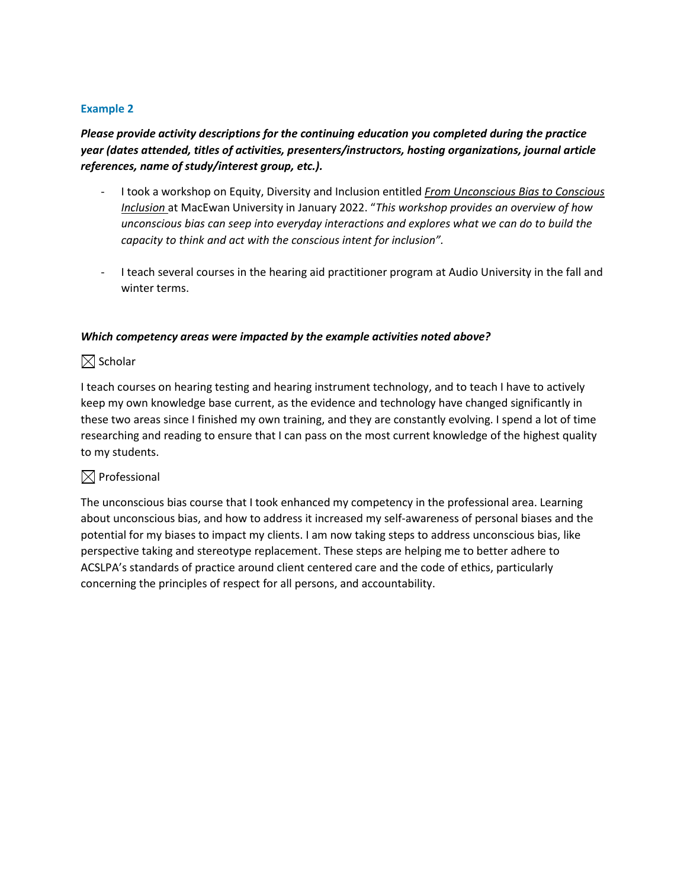### Example 2

***Please provide activity descriptions for the continuing education you completed during the practice year (dates attended, titles of activities, presenters/instructors, hosting organizations, journal article references, name of study/interest group, etc.).***

- I took a workshop on Equity, Diversity and Inclusion entitled *From Unconscious Bias to Conscious Inclusion* at MacEwan University in January 2022. "*This workshop provides an overview of how unconscious bias can seep into everyday interactions and explores what we can do to build the capacity to think and act with the conscious intent for inclusion".*

- I teach several courses in the hearing aid practitioner program at Audio University in the fall and winter terms.

***Which competency areas were impacted by the example activities noted above?***

☒ Scholar

I teach courses on hearing testing and hearing instrument technology, and to teach I have to actively keep my own knowledge base current, as the evidence and technology have changed significantly in these two areas since I finished my own training, and they are constantly evolving. I spend a lot of time researching and reading to ensure that I can pass on the most current knowledge of the highest quality to my students.

☒ Professional

The unconscious bias course that I took enhanced my competency in the professional area. Learning about unconscious bias, and how to address it increased my self-awareness of personal biases and the potential for my biases to impact my clients. I am now taking steps to address unconscious bias, like perspective taking and stereotype replacement. These steps are helping me to better adhere to ACSLPA's standards of practice around client centered care and the code of ethics, particularly concerning the principles of respect for all persons, and accountability.